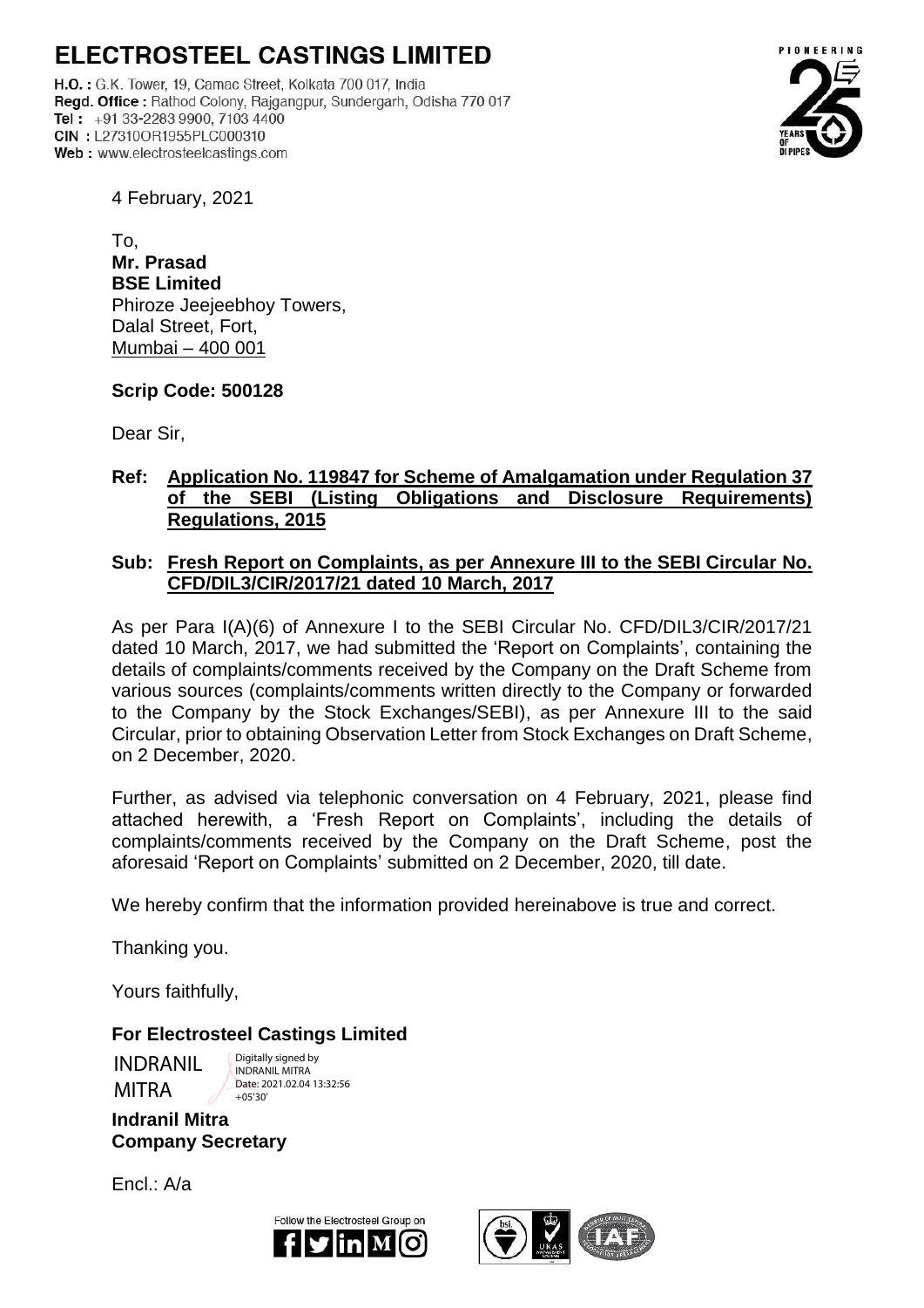# ELECTROSTEEL CASTINGS LIMITED

H.O. : G.K. Tower, 19, Camac Street, Kolkata 700 017, India
Regd. Office : Rathod Colony, Rajgangpur, Sundergarh, Odisha 770 017
Tel : +91 33-2283 9900, 7103 4400
CIN : L27310OR1955PLC000310
Web : www.electrosteelcastings.com

4 February, 2021

To,
**Mr. Prasad**
**BSE Limited**
Phiroze Jeejeebhoy Towers,
Dalal Street, Fort,
Mumbai – 400 001

**Scrip Code: 500128**

Dear Sir,

**Ref: Application No. 119847 for Scheme of Amalgamation under Regulation 37 of the SEBI (Listing Obligations and Disclosure Requirements) Regulations, 2015**

**Sub: Fresh Report on Complaints, as per Annexure III to the SEBI Circular No. CFD/DIL3/CIR/2017/21 dated 10 March, 2017**

As per Para I(A)(6) of Annexure I to the SEBI Circular No. CFD/DIL3/CIR/2017/21 dated 10 March, 2017, we had submitted the 'Report on Complaints', containing the details of complaints/comments received by the Company on the Draft Scheme from various sources (complaints/comments written directly to the Company or forwarded to the Company by the Stock Exchanges/SEBI), as per Annexure III to the said Circular, prior to obtaining Observation Letter from Stock Exchanges on Draft Scheme, on 2 December, 2020.

Further, as advised via telephonic conversation on 4 February, 2021, please find attached herewith, a 'Fresh Report on Complaints', including the details of complaints/comments received by the Company on the Draft Scheme, post the aforesaid 'Report on Complaints' submitted on 2 December, 2020, till date.

We hereby confirm that the information provided hereinabove is true and correct.

Thanking you.

Yours faithfully,

**For Electrosteel Castings Limited**

INDRANIL MITRA — Digitally signed by INDRANIL MITRA Date: 2021.02.04 13:32:56 +05'30'

**Indranil Mitra**
**Company Secretary**

Encl.: A/a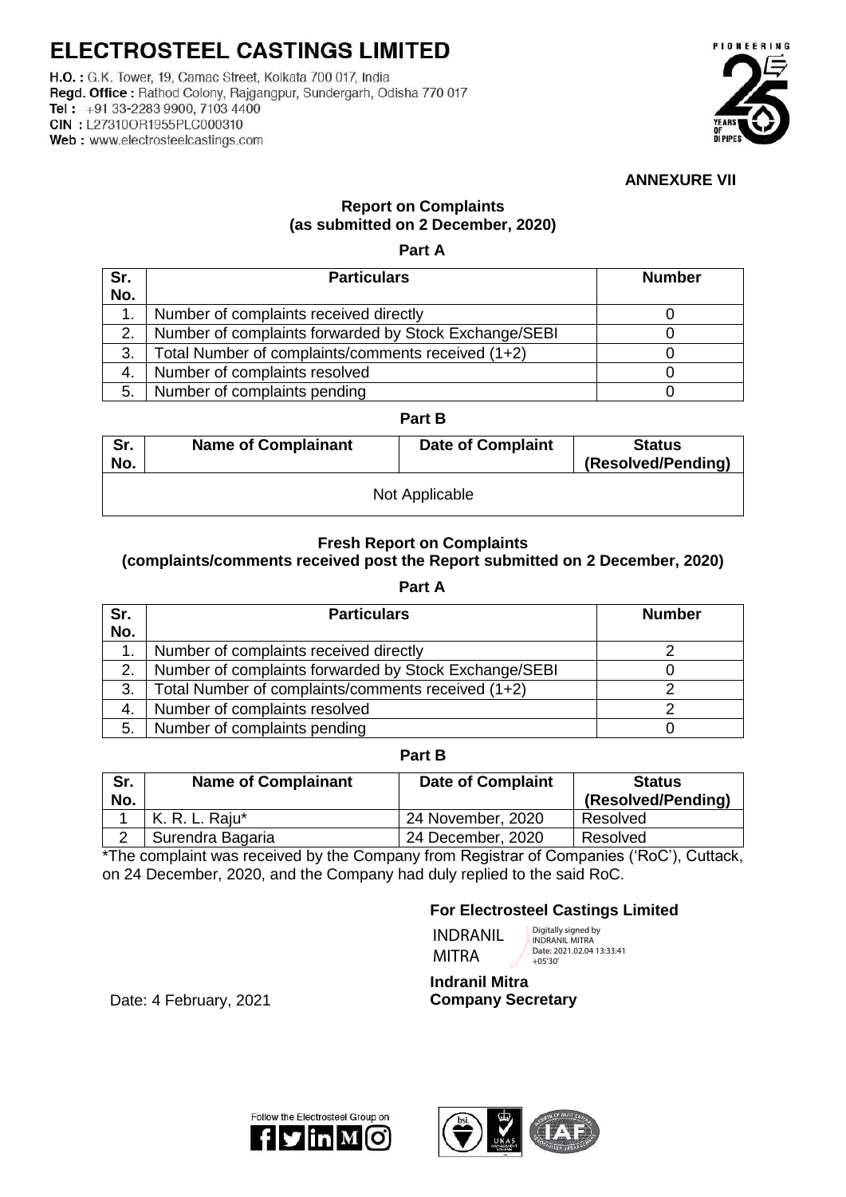# ELECTROSTEEL CASTINGS LIMITED

**H.O. :** G.K. Tower, 19, Camac Street, Kolkata 700 017, India
**Regd. Office :** Rathod Colony, Rajgangpur, Sundergarh, Odisha 770 017
**Tel :** +91 33-2283 9900, 7103 4400
**CIN :** L27310OR1955PLC000310
**Web :** www.electrosteelcastings.com

**ANNEXURE VII**

**Report on Complaints**
**(as submitted on 2 December, 2020)**

**Part A**

| Sr. No. | Particulars | Number |
|---|---|---|
| 1. | Number of complaints received directly | 0 |
| 2. | Number of complaints forwarded by Stock Exchange/SEBI | 0 |
| 3. | Total Number of complaints/comments received (1+2) | 0 |
| 4. | Number of complaints resolved | 0 |
| 5. | Number of complaints pending | 0 |

**Part B**

| Sr. No. | Name of Complainant | Date of Complaint | Status (Resolved/Pending) |
|---|---|---|---|
| Not Applicable | | | |

**Fresh Report on Complaints**
**(complaints/comments received post the Report submitted on 2 December, 2020)**

**Part A**

| Sr. No. | Particulars | Number |
|---|---|---|
| 1. | Number of complaints received directly | 2 |
| 2. | Number of complaints forwarded by Stock Exchange/SEBI | 0 |
| 3. | Total Number of complaints/comments received (1+2) | 2 |
| 4. | Number of complaints resolved | 2 |
| 5. | Number of complaints pending | 0 |

**Part B**

| Sr. No. | Name of Complainant | Date of Complaint | Status (Resolved/Pending) |
|---|---|---|---|
| 1 | K. R. L. Raju* | 24 November, 2020 | Resolved |
| 2 | Surendra Bagaria | 24 December, 2020 | Resolved |

*The complaint was received by the Company from Registrar of Companies ('RoC'), Cuttack, on 24 December, 2020, and the Company had duly replied to the said RoC.

**For Electrosteel Castings Limited**

INDRANIL MITRA — Digitally signed by INDRANIL MITRA Date: 2021.02.04 13:33:41 +05'30'

Date: 4 February, 2021

**Indranil Mitra**
**Company Secretary**

Follow the Electrosteel Group on